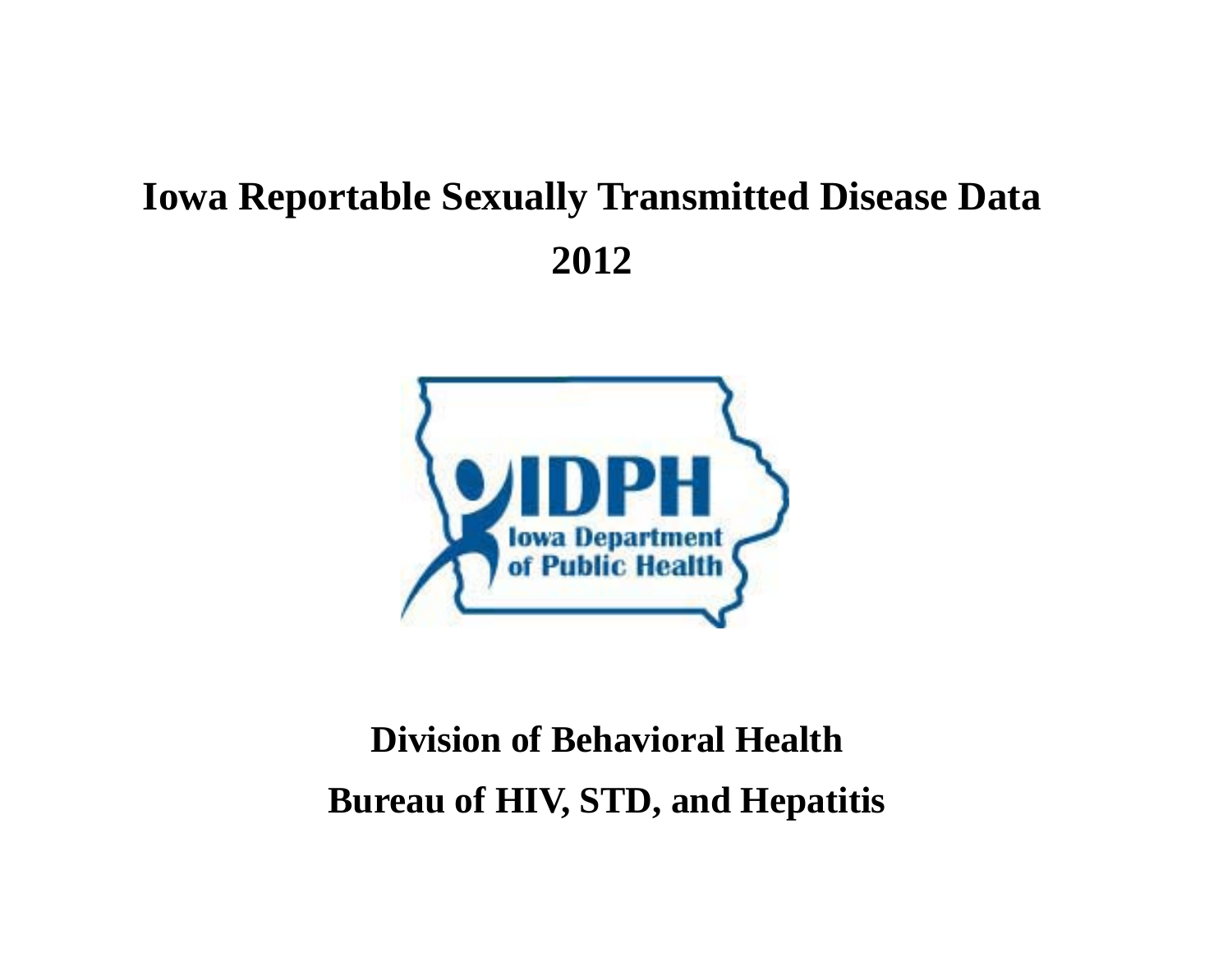# Iowa Reportable Sexually Transmitted Disease Data

# 2012

IDPH

Iowa Department of Public Health

## Division of Behavioral Health

## Bureau of HIV, STD, and Hepatitis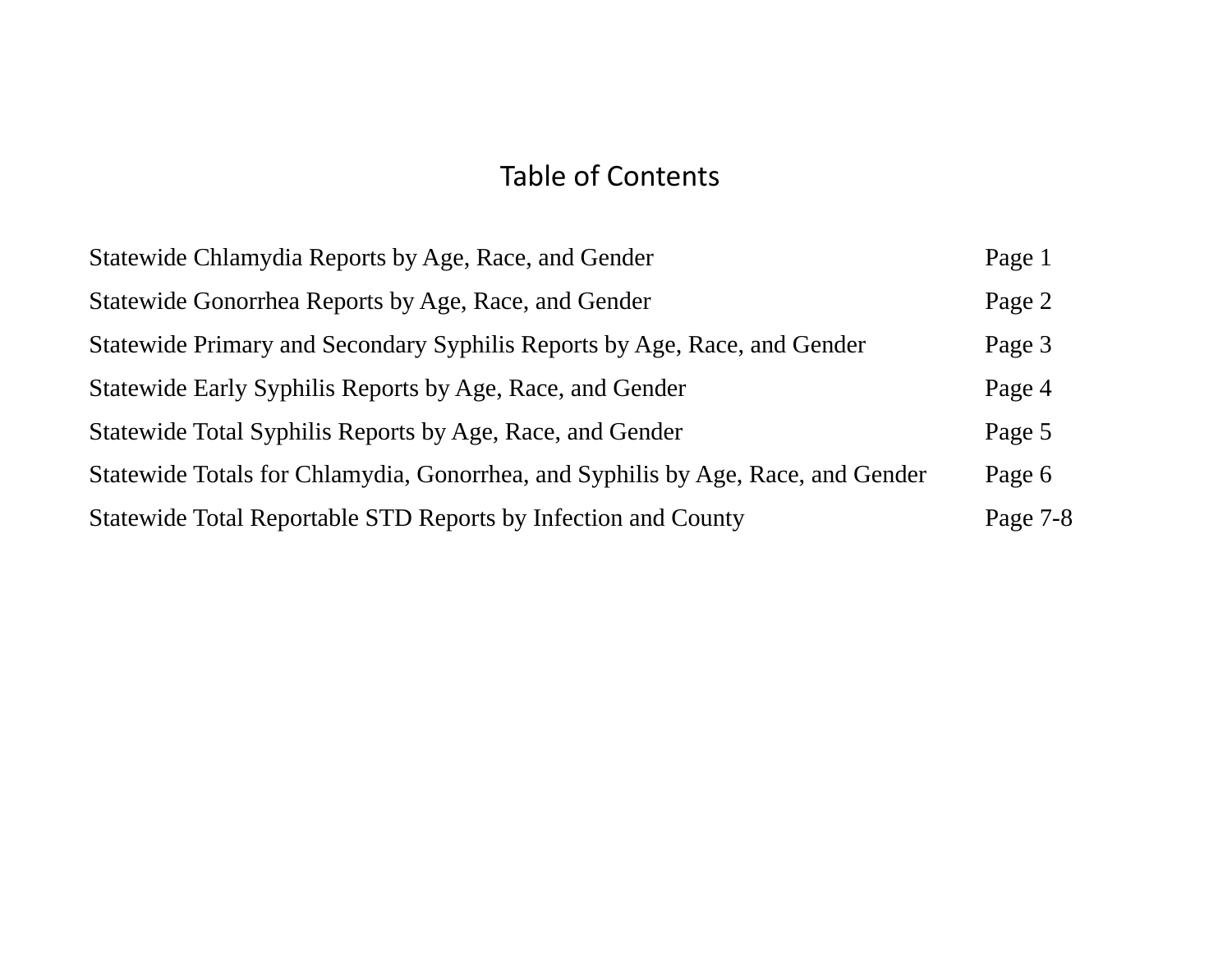# Table of Contents

| | |
|---|---|
| Statewide Chlamydia Reports by Age, Race, and Gender | Page 1 |
| Statewide Gonorrhea Reports by Age, Race, and Gender | Page 2 |
| Statewide Primary and Secondary Syphilis Reports by Age, Race, and Gender | Page 3 |
| Statewide Early Syphilis Reports by Age, Race, and Gender | Page 4 |
| Statewide Total Syphilis Reports by Age, Race, and Gender | Page 5 |
| Statewide Totals for Chlamydia, Gonorrhea, and Syphilis by Age, Race, and Gender | Page 6 |
| Statewide Total Reportable STD Reports by Infection and County | Page 7-8 |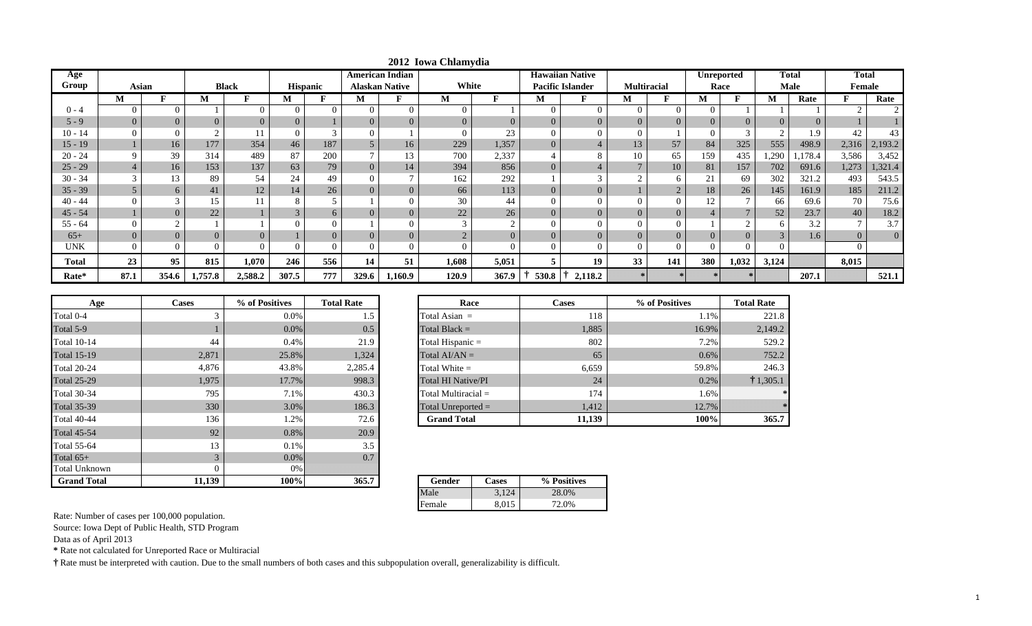# 2012 Iowa Chlamydia

| Age Group | Asian | | Black | | Hispanic | | American Indian Alaskan Native | | White | | Hawaiian Native Pacific Islander | | Multiracial | | Unreported Race | | Total Male | | Total Female | |
|---|---|---|---|---|---|---|---|---|---|---|---|---|---|---|---|---|---|---|---|---|
| | M | F | M | F | M | F | M | F | M | F | M | F | M | F | M | F | M | Rate | F | Rate |
| 0 - 4 | 0 | 0 | 1 | 0 | 0 | 0 | 0 | 0 | 0 | 1 | 0 | 0 | 0 | 0 | 0 | 1 | 1 | 1 | 2 | 2 |
| 5 - 9 | 0 | 0 | 0 | 0 | 0 | 1 | 0 | 0 | 0 | 0 | 0 | 0 | 0 | 0 | 0 | 0 | 0 | 0 | 1 | 1 |
| 10 - 14 | 0 | 0 | 2 | 11 | 0 | 3 | 0 | 1 | 0 | 23 | 0 | 0 | 0 | 1 | 0 | 3 | 2 | 1.9 | 42 | 43 |
| 15 - 19 | 1 | 16 | 177 | 354 | 46 | 187 | 5 | 16 | 229 | 1,357 | 0 | 4 | 13 | 57 | 84 | 325 | 555 | 498.9 | 2,316 | 2,193.2 |
| 20 - 24 | 9 | 39 | 314 | 489 | 87 | 200 | 7 | 13 | 700 | 2,337 | 4 | 8 | 10 | 65 | 159 | 435 | 1,290 | 1,178.4 | 3,586 | 3,452 |
| 25 - 29 | 4 | 16 | 153 | 137 | 63 | 79 | 0 | 14 | 394 | 856 | 0 | 4 | 7 | 10 | 81 | 157 | 702 | 691.6 | 1,273 | 1,321.4 |
| 30 - 34 | 3 | 13 | 89 | 54 | 24 | 49 | 0 | 7 | 162 | 292 | 1 | 3 | 2 | 6 | 21 | 69 | 302 | 321.2 | 493 | 543.5 |
| 35 - 39 | 5 | 6 | 41 | 12 | 14 | 26 | 0 | 0 | 66 | 113 | 0 | 0 | 1 | 2 | 18 | 26 | 145 | 161.9 | 185 | 211.2 |
| 40 - 44 | 0 | 3 | 15 | 11 | 8 | 5 | 1 | 0 | 30 | 44 | 0 | 0 | 0 | 0 | 12 | 7 | 66 | 69.6 | 70 | 75.6 |
| 45 - 54 | 1 | 0 | 22 | 1 | 3 | 6 | 0 | 0 | 22 | 26 | 0 | 0 | 0 | 0 | 4 | 7 | 52 | 23.7 | 40 | 18.2 |
| 55 - 64 | 0 | 2 | 1 | 1 | 0 | 0 | 1 | 0 | 3 | 2 | 0 | 0 | 0 | 0 | 1 | 2 | 6 | 3.2 | 7 | 3.7 |
| 65+ | 0 | 0 | 0 | 0 | 1 | 0 | 0 | 0 | 2 | 0 | 0 | 0 | 0 | 0 | 0 | 0 | 3 | 1.6 | 0 | 0 |
| UNK | 0 | 0 | 0 | 0 | 0 | 0 | 0 | 0 | 0 | 0 | 0 | 0 | 0 | 0 | 0 | 0 | 0 | | 0 | |
| **Total** | **23** | **95** | **815** | **1,070** | **246** | **556** | **14** | **51** | **1,608** | **5,051** | **5** | **19** | **33** | **141** | **380** | **1,032** | **3,124** | | **8,015** | |
| **Rate*** | **87.1** | **354.6** | **1,757.8** | **2,588.2** | **307.5** | **777** | **329.6** | **1,160.9** | **120.9** | **367.9** | **† 530.8** | **† 2,118.2** | * | * | * | * | | **207.1** | | **521.1** |

| Age | Cases | % of Positives | Total Rate |
|---|---|---|---|
| Total 0-4 | 3 | 0.0% | 1.5 |
| Total 5-9 | 1 | 0.0% | 0.5 |
| Total 10-14 | 44 | 0.4% | 21.9 |
| Total 15-19 | 2,871 | 25.8% | 1,324 |
| Total 20-24 | 4,876 | 43.8% | 2,285.4 |
| Total 25-29 | 1,975 | 17.7% | 998.3 |
| Total 30-34 | 795 | 7.1% | 430.3 |
| Total 35-39 | 330 | 3.0% | 186.3 |
| Total 40-44 | 136 | 1.2% | 72.6 |
| Total 45-54 | 92 | 0.8% | 20.9 |
| Total 55-64 | 13 | 0.1% | 3.5 |
| Total 65+ | 3 | 0.0% | 0.7 |
| Total Unknown | 0 | 0% | |
| **Grand Total** | **11,139** | **100%** | **365.7** |

| Race | Cases | % of Positives | Total Rate |
|---|---|---|---|
| Total Asian = | 118 | 1.1% | 221.8 |
| Total Black = | 1,885 | 16.9% | 2,149.2 |
| Total Hispanic = | 802 | 7.2% | 529.2 |
| Total AI/AN = | 65 | 0.6% | 752.2 |
| Total White = | 6,659 | 59.8% | 246.3 |
| Total HI Native/PI | 24 | 0.2% | † 1,305.1 |
| Total Multiracial = | 174 | 1.6% | * |
| Total Unreported = | 1,412 | 12.7% | * |
| **Grand Total** | **11,139** | **100%** | **365.7** |

| Gender | Cases | % Positives |
|---|---|---|
| Male | 3,124 | 28.0% |
| Female | 8,015 | 72.0% |

Rate: Number of cases per 100,000 population.

Source: Iowa Dept of Public Health, STD Program

Data as of April 2013

**\*** Rate not calculated for Unreported Race or Multiracial

**†** Rate must be interpreted with caution. Due to the small numbers of both cases and this subpopulation overall, generalizability is difficult.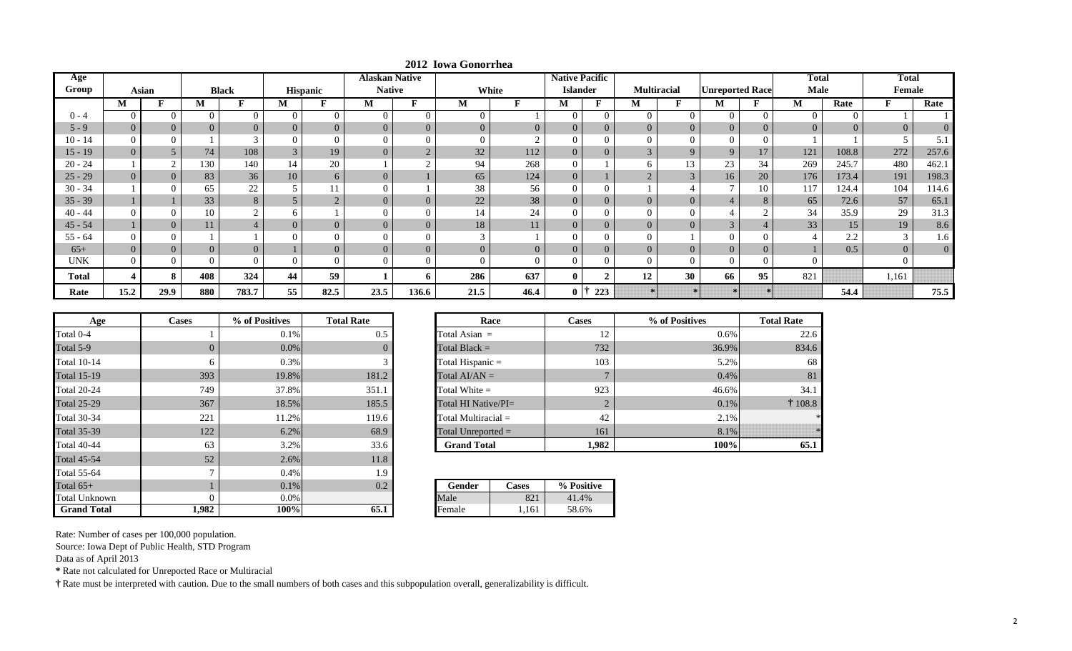# 2012 Iowa Gonorrhea

| Age Group | Asian | | Black | | Hispanic | | Alaskan Native Native | | White | | Native Pacific Islander | | Multiracial | | Unreported Race | | Total Male | | Total Female | |
|---|---|---|---|---|---|---|---|---|---|---|---|---|---|---|---|---|---|---|---|---|
| | M | F | M | F | M | F | M | F | M | F | M | F | M | F | M | F | M | Rate | F | Rate |
| 0 - 4 | 0 | 0 | 0 | 0 | 0 | 0 | 0 | 0 | 0 | 1 | 0 | 0 | 0 | 0 | 0 | 0 | 0 | 0 | 1 | 1 |
| 5 - 9 | 0 | 0 | 0 | 0 | 0 | 0 | 0 | 0 | 0 | 0 | 0 | 0 | 0 | 0 | 0 | 0 | 0 | 0 | 0 | 0 |
| 10 - 14 | 0 | 0 | 1 | 3 | 0 | 0 | 0 | 0 | 0 | 2 | 0 | 0 | 0 | 0 | 0 | 0 | 1 | 1 | 5 | 5.1 |
| 15 - 19 | 0 | 5 | 74 | 108 | 3 | 19 | 0 | 2 | 32 | 112 | 0 | 0 | 3 | 9 | 9 | 17 | 121 | 108.8 | 272 | 257.6 |
| 20 - 24 | 1 | 2 | 130 | 140 | 14 | 20 | 1 | 2 | 94 | 268 | 0 | 1 | 6 | 13 | 23 | 34 | 269 | 245.7 | 480 | 462.1 |
| 25 - 29 | 0 | 0 | 83 | 36 | 10 | 6 | 0 | 1 | 65 | 124 | 0 | 1 | 2 | 3 | 16 | 20 | 176 | 173.4 | 191 | 198.3 |
| 30 - 34 | 1 | 0 | 65 | 22 | 5 | 11 | 0 | 1 | 38 | 56 | 0 | 0 | 1 | 4 | 7 | 10 | 117 | 124.4 | 104 | 114.6 |
| 35 - 39 | 1 | 1 | 33 | 8 | 5 | 2 | 0 | 0 | 22 | 38 | 0 | 0 | 0 | 0 | 4 | 8 | 65 | 72.6 | 57 | 65.1 |
| 40 - 44 | 0 | 0 | 10 | 2 | 6 | 1 | 0 | 0 | 14 | 24 | 0 | 0 | 0 | 0 | 4 | 2 | 34 | 35.9 | 29 | 31.3 |
| 45 - 54 | 1 | 0 | 11 | 4 | 0 | 0 | 0 | 0 | 18 | 11 | 0 | 0 | 0 | 0 | 3 | 4 | 33 | 15 | 19 | 8.6 |
| 55 - 64 | 0 | 0 | 1 | 1 | 0 | 0 | 0 | 0 | 3 | 1 | 0 | 0 | 0 | 1 | 0 | 0 | 4 | 2.2 | 3 | 1.6 |
| 65+ | 0 | 0 | 0 | 0 | 1 | 0 | 0 | 0 | 0 | 0 | 0 | 0 | 0 | 0 | 0 | 0 | 1 | 0.5 | 0 | 0 |
| UNK | 0 | 0 | 0 | 0 | 0 | 0 | 0 | 0 | 0 | 0 | 0 | 0 | 0 | 0 | 0 | 0 | 0 | | 0 | |
| **Total** | **4** | **8** | **408** | **324** | **44** | **59** | **1** | **6** | **286** | **637** | **0** | **2** | **12** | **30** | **66** | **95** | 821 | | 1,161 | |
| **Rate** | **15.2** | **29.9** | **880** | **783.7** | **55** | **82.5** | **23.5** | **136.6** | **21.5** | **46.4** | **0** | **† 223** | * | * | * | * | | **54.4** | | **75.5** |

| Age | Cases | % of Positives | Total Rate |
|---|---|---|---|
| Total 0-4 | 1 | 0.1% | 0.5 |
| Total 5-9 | 0 | 0.0% | 0 |
| Total 10-14 | 6 | 0.3% | 3 |
| Total 15-19 | 393 | 19.8% | 181.2 |
| Total 20-24 | 749 | 37.8% | 351.1 |
| Total 25-29 | 367 | 18.5% | 185.5 |
| Total 30-34 | 221 | 11.2% | 119.6 |
| Total 35-39 | 122 | 6.2% | 68.9 |
| Total 40-44 | 63 | 3.2% | 33.6 |
| Total 45-54 | 52 | 2.6% | 11.8 |
| Total 55-64 | 7 | 0.4% | 1.9 |
| Total 65+ | 1 | 0.1% | 0.2 |
| Total Unknown | 0 | 0.0% | |
| **Grand Total** | **1,982** | **100%** | **65.1** |

| Race | Cases | % of Positives | Total Rate |
|---|---|---|---|
| Total Asian = | 12 | 0.6% | 22.6 |
| Total Black = | 732 | 36.9% | 834.6 |
| Total Hispanic = | 103 | 5.2% | 68 |
| Total AI/AN = | 7 | 0.4% | 81 |
| Total White = | 923 | 46.6% | 34.1 |
| Total HI Native/PI= | 2 | 0.1% | † 108.8 |
| Total Multiracial = | 42 | 2.1% | * |
| Total Unreported = | 161 | 8.1% | * |
| **Grand Total** | **1,982** | **100%** | **65.1** |

| Gender | Cases | % Positive |
|---|---|---|
| Male | 821 | 41.4% |
| Female | 1,161 | 58.6% |

Rate: Number of cases per 100,000 population.

Source: Iowa Dept of Public Health, STD Program

Data as of April 2013

**\*** Rate not calculated for Unreported Race or Multiracial

**†** Rate must be interpreted with caution. Due to the small numbers of both cases and this subpopulation overall, generalizability is difficult.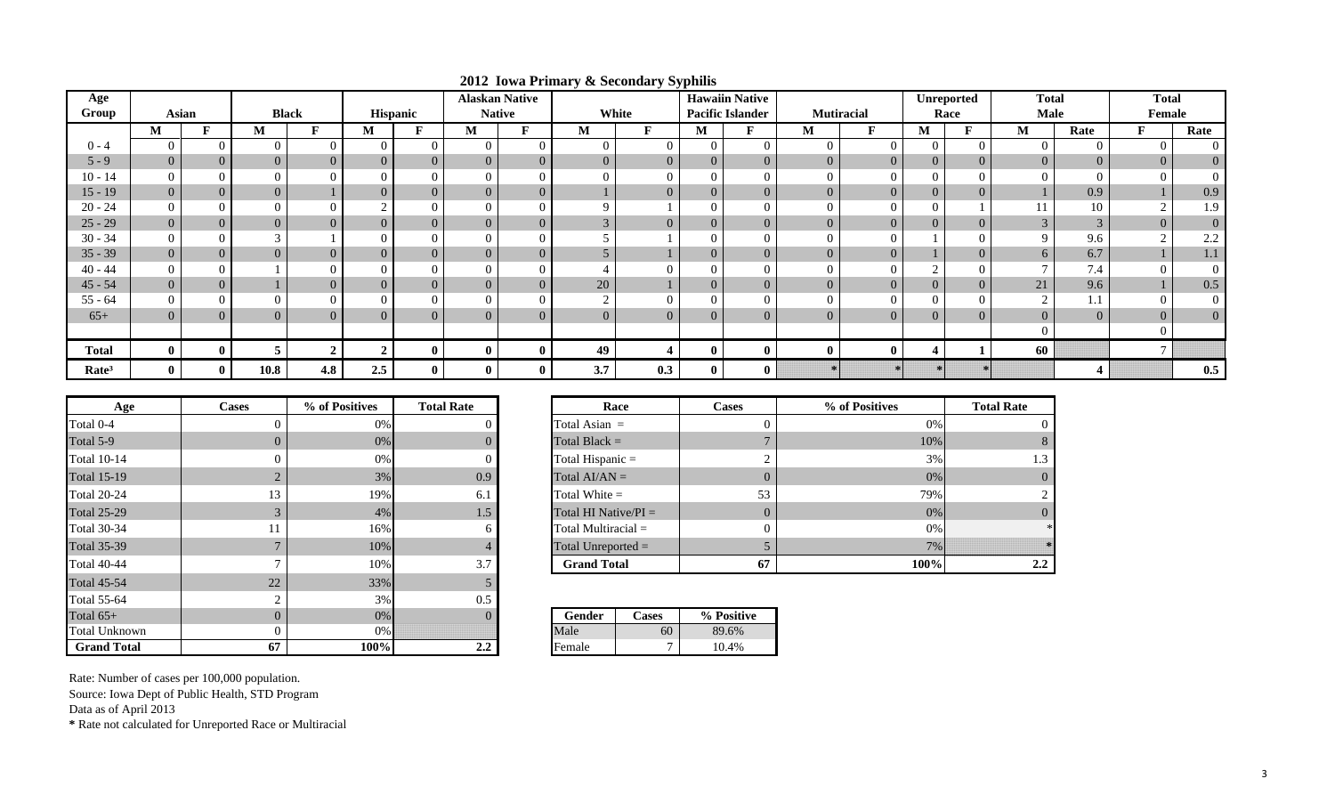# 2012 Iowa Primary & Secondary Syphilis

| Age Group | Asian | | Black | | Hispanic | | Alaskan Native | | White | | Hawaiin Native Pacific Islander | | Mutiracial | | Unreported Race | | Total Male | | Total Female | |
|---|---|---|---|---|---|---|---|---|---|---|---|---|---|---|---|---|---|---|---|---|
| | M | F | M | F | M | F | M | F | M | F | M | F | M | F | M | F | M | Rate | F | Rate |
| 0 - 4 | 0 | 0 | 0 | 0 | 0 | 0 | 0 | 0 | 0 | 0 | 0 | 0 | 0 | 0 | 0 | 0 | 0 | 0 | 0 | 0 |
| 5 - 9 | 0 | 0 | 0 | 0 | 0 | 0 | 0 | 0 | 0 | 0 | 0 | 0 | 0 | 0 | 0 | 0 | 0 | 0 | 0 | 0 |
| 10 - 14 | 0 | 0 | 0 | 0 | 0 | 0 | 0 | 0 | 0 | 0 | 0 | 0 | 0 | 0 | 0 | 0 | 0 | 0 | 0 | 0 |
| 15 - 19 | 0 | 0 | 0 | 1 | 0 | 0 | 0 | 0 | 1 | 0 | 0 | 0 | 0 | 0 | 0 | 0 | 1 | 0.9 | 1 | 0.9 |
| 20 - 24 | 0 | 0 | 0 | 0 | 2 | 0 | 0 | 0 | 9 | 1 | 0 | 0 | 0 | 0 | 0 | 1 | 11 | 10 | 2 | 1.9 |
| 25 - 29 | 0 | 0 | 0 | 0 | 0 | 0 | 0 | 0 | 3 | 0 | 0 | 0 | 0 | 0 | 0 | 0 | 3 | 3 | 0 | 0 |
| 30 - 34 | 0 | 0 | 3 | 1 | 0 | 0 | 0 | 0 | 5 | 1 | 0 | 0 | 0 | 0 | 1 | 0 | 9 | 9.6 | 2 | 2.2 |
| 35 - 39 | 0 | 0 | 0 | 0 | 0 | 0 | 0 | 0 | 5 | 1 | 0 | 0 | 0 | 0 | 1 | 0 | 6 | 6.7 | 1 | 1.1 |
| 40 - 44 | 0 | 0 | 1 | 0 | 0 | 0 | 0 | 0 | 4 | 0 | 0 | 0 | 0 | 0 | 2 | 0 | 7 | 7.4 | 0 | 0 |
| 45 - 54 | 0 | 0 | 1 | 0 | 0 | 0 | 0 | 0 | 20 | 1 | 0 | 0 | 0 | 0 | 0 | 0 | 21 | 9.6 | 1 | 0.5 |
| 55 - 64 | 0 | 0 | 0 | 0 | 0 | 0 | 0 | 0 | 2 | 0 | 0 | 0 | 0 | 0 | 0 | 0 | 2 | 1.1 | 0 | 0 |
| 65+ | 0 | 0 | 0 | 0 | 0 | 0 | 0 | 0 | 0 | 0 | 0 | 0 | 0 | 0 | 0 | 0 | 0 | 0 | 0 | 0 |
| | | | | | | | | | | | | | | | | | 0 | | 0 | |
| **Total** | **0** | **0** | **5** | **2** | **2** | **0** | **0** | **0** | **49** | **4** | **0** | **0** | **0** | **0** | **4** | **1** | **60** | | **7** | |
| **Rate³** | **0** | **0** | **10.8** | **4.8** | **2.5** | **0** | **0** | **0** | **3.7** | **0.3** | **0** | **0** | * | * | * | * | | **4** | | **0.5** |

| Age | Cases | % of Positives | Total Rate |
|---|---|---|---|
| Total 0-4 | 0 | 0% | 0 |
| Total 5-9 | 0 | 0% | 0 |
| Total 10-14 | 0 | 0% | 0 |
| Total 15-19 | 2 | 3% | 0.9 |
| Total 20-24 | 13 | 19% | 6.1 |
| Total 25-29 | 3 | 4% | 1.5 |
| Total 30-34 | 11 | 16% | 6 |
| Total 35-39 | 7 | 10% | 4 |
| Total 40-44 | 7 | 10% | 3.7 |
| Total 45-54 | 22 | 33% | 5 |
| Total 55-64 | 2 | 3% | 0.5 |
| Total 65+ | 0 | 0% | 0 |
| Total Unknown | 0 | 0% | |
| **Grand Total** | **67** | **100%** | **2.2** |

| Race | Cases | % of Positives | Total Rate |
|---|---|---|---|
| Total Asian = | 0 | 0% | 0 |
| Total Black = | 7 | 10% | 8 |
| Total Hispanic = | 2 | 3% | 1.3 |
| Total AI/AN = | 0 | 0% | 0 |
| Total White = | 53 | 79% | 2 |
| Total HI Native/PI = | 0 | 0% | 0 |
| Total Multiracial = | 0 | 0% | * |
| Total Unreported = | 5 | 7% | * |
| **Grand Total** | **67** | **100%** | **2.2** |

| Gender | Cases | % Positive |
|---|---|---|
| Male | 60 | 89.6% |
| Female | 7 | 10.4% |

Rate: Number of cases per 100,000 population.
Source: Iowa Dept of Public Health, STD Program
Data as of April 2013
**\*** Rate not calculated for Unreported Race or Multiracial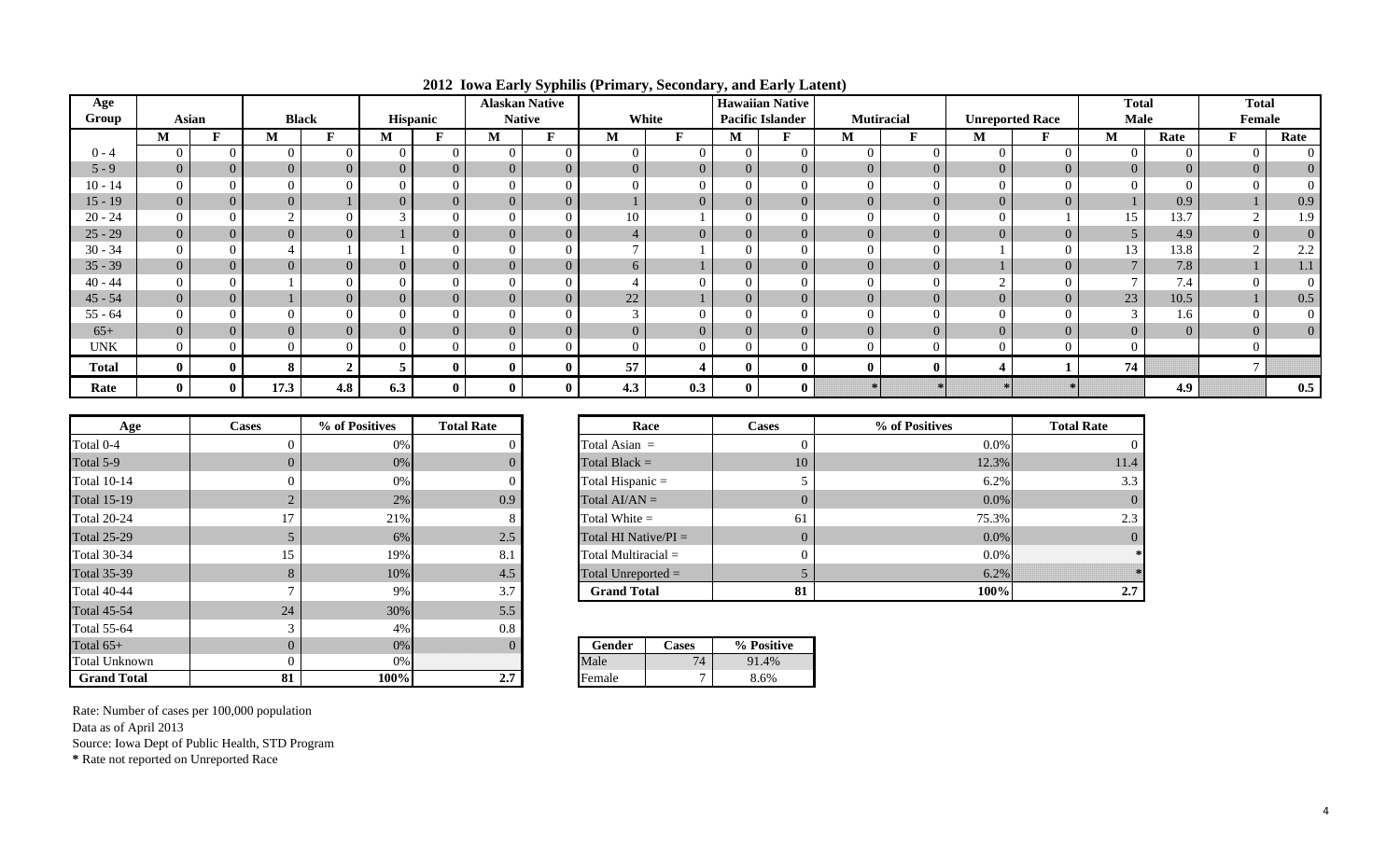# 2012 Iowa Early Syphilis (Primary, Secondary, and Early Latent)

| Age Group | Asian | | Black | | Hispanic | | Alaskan Native Native | | White | | Hawaiian Native Pacific Islander | | Mutiracial | | Unreported Race | | Total Male | | Total Female | |
|---|---|---|---|---|---|---|---|---|---|---|---|---|---|---|---|---|---|---|---|---|
| | M | F | M | F | M | F | M | F | M | F | M | F | M | F | M | F | M | Rate | F | Rate |
| 0 - 4 | 0 | 0 | 0 | 0 | 0 | 0 | 0 | 0 | 0 | 0 | 0 | 0 | 0 | 0 | 0 | 0 | 0 | 0 | 0 | 0 |
| 5 - 9 | 0 | 0 | 0 | 0 | 0 | 0 | 0 | 0 | 0 | 0 | 0 | 0 | 0 | 0 | 0 | 0 | 0 | 0 | 0 | 0 |
| 10 - 14 | 0 | 0 | 0 | 0 | 0 | 0 | 0 | 0 | 0 | 0 | 0 | 0 | 0 | 0 | 0 | 0 | 0 | 0 | 0 | 0 |
| 15 - 19 | 0 | 0 | 0 | 1 | 0 | 0 | 0 | 0 | 1 | 0 | 0 | 0 | 0 | 0 | 0 | 0 | 1 | 0.9 | 1 | 0.9 |
| 20 - 24 | 0 | 0 | 2 | 0 | 3 | 0 | 0 | 0 | 10 | 1 | 0 | 0 | 0 | 0 | 0 | 1 | 15 | 13.7 | 2 | 1.9 |
| 25 - 29 | 0 | 0 | 0 | 0 | 1 | 0 | 0 | 0 | 4 | 0 | 0 | 0 | 0 | 0 | 0 | 0 | 5 | 4.9 | 0 | 0 |
| 30 - 34 | 0 | 0 | 4 | 1 | 1 | 0 | 0 | 0 | 7 | 1 | 0 | 0 | 0 | 0 | 1 | 0 | 13 | 13.8 | 2 | 2.2 |
| 35 - 39 | 0 | 0 | 0 | 0 | 0 | 0 | 0 | 0 | 6 | 1 | 0 | 0 | 0 | 0 | 1 | 0 | 7 | 7.8 | 1 | 1.1 |
| 40 - 44 | 0 | 0 | 1 | 0 | 0 | 0 | 0 | 0 | 4 | 0 | 0 | 0 | 0 | 0 | 2 | 0 | 7 | 7.4 | 0 | 0 |
| 45 - 54 | 0 | 0 | 1 | 0 | 0 | 0 | 0 | 0 | 22 | 1 | 0 | 0 | 0 | 0 | 0 | 0 | 23 | 10.5 | 1 | 0.5 |
| 55 - 64 | 0 | 0 | 0 | 0 | 0 | 0 | 0 | 0 | 3 | 0 | 0 | 0 | 0 | 0 | 0 | 0 | 3 | 1.6 | 0 | 0 |
| 65+ | 0 | 0 | 0 | 0 | 0 | 0 | 0 | 0 | 0 | 0 | 0 | 0 | 0 | 0 | 0 | 0 | 0 | 0 | 0 | 0 |
| UNK | 0 | 0 | 0 | 0 | 0 | 0 | 0 | 0 | 0 | 0 | 0 | 0 | 0 | 0 | 0 | 0 | 0 | | 0 | |
| **Total** | **0** | **0** | **8** | **2** | **5** | **0** | **0** | **0** | **57** | **4** | **0** | **0** | **0** | **0** | **4** | **1** | **74** | | **7** | |
| **Rate** | **0** | **0** | **17.3** | **4.8** | **6.3** | **0** | **0** | **0** | **4.3** | **0.3** | **0** | **0** | ***** | ***** | ***** | ***** | | **4.9** | | **0.5** |

| Age | Cases | % of Positives | Total Rate |
|---|---|---|---|
| Total 0-4 | 0 | 0% | 0 |
| Total 5-9 | 0 | 0% | 0 |
| Total 10-14 | 0 | 0% | 0 |
| Total 15-19 | 2 | 2% | 0.9 |
| Total 20-24 | 17 | 21% | 8 |
| Total 25-29 | 5 | 6% | 2.5 |
| Total 30-34 | 15 | 19% | 8.1 |
| Total 35-39 | 8 | 10% | 4.5 |
| Total 40-44 | 7 | 9% | 3.7 |
| Total 45-54 | 24 | 30% | 5.5 |
| Total 55-64 | 3 | 4% | 0.8 |
| Total 65+ | 0 | 0% | 0 |
| Total Unknown | 0 | 0% | |
| **Grand Total** | **81** | **100%** | **2.7** |

| Race | Cases | % of Positives | Total Rate |
|---|---|---|---|
| Total Asian = | 0 | 0.0% | 0 |
| Total Black = | 10 | 12.3% | 11.4 |
| Total Hispanic = | 5 | 6.2% | 3.3 |
| Total AI/AN = | 0 | 0.0% | 0 |
| Total White = | 61 | 75.3% | 2.3 |
| Total HI Native/PI = | 0 | 0.0% | 0 |
| Total Multiracial = | 0 | 0.0% | * |
| Total Unreported = | 5 | 6.2% | * |
| **Grand Total** | **81** | **100%** | **2.7** |

| Gender | Cases | % Positive |
|---|---|---|
| Male | 74 | 91.4% |
| Female | 7 | 8.6% |

Rate: Number of cases per 100,000 population
Data as of April 2013
Source: Iowa Dept of Public Health, STD Program
**\*** Rate not reported on Unreported Race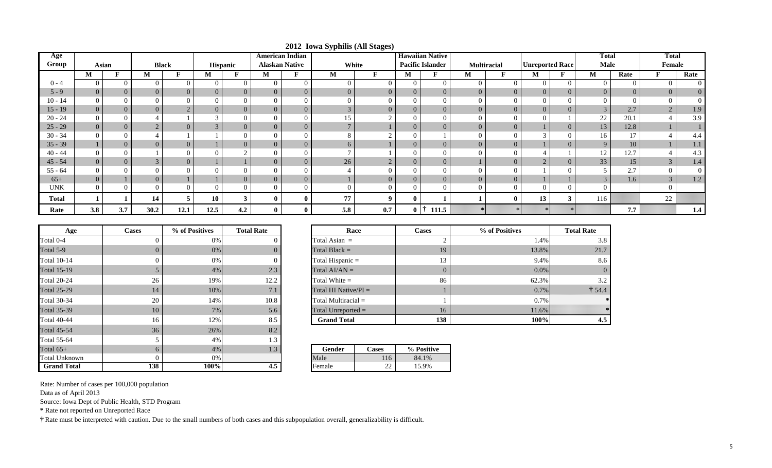# 2012 Iowa Syphilis (All Stages)

| Age Group | Asian | | Black | | Hispanic | | American Indian Alaskan Native | | White | | Hawaiian Native Pacific Islander | | Multiracial | | Unreported Race | | Total Male | | Total Female | |
|---|---|---|---|---|---|---|---|---|---|---|---|---|---|---|---|---|---|---|---|---|
| | M | F | M | F | M | F | M | F | M | F | M | F | M | F | M | F | M | Rate | F | Rate |
| 0 - 4 | 0 | 0 | 0 | 0 | 0 | 0 | 0 | 0 | 0 | 0 | 0 | 0 | 0 | 0 | 0 | 0 | 0 | 0 | 0 | 0 |
| 5 - 9 | 0 | 0 | 0 | 0 | 0 | 0 | 0 | 0 | 0 | 0 | 0 | 0 | 0 | 0 | 0 | 0 | 0 | 0 | 0 | 0 |
| 10 - 14 | 0 | 0 | 0 | 0 | 0 | 0 | 0 | 0 | 0 | 0 | 0 | 0 | 0 | 0 | 0 | 0 | 0 | 0 | 0 | 0 |
| 15 - 19 | 0 | 0 | 0 | 2 | 0 | 0 | 0 | 0 | 3 | 0 | 0 | 0 | 0 | 0 | 0 | 0 | 3 | 2.7 | 2 | 1.9 |
| 20 - 24 | 0 | 0 | 4 | 1 | 3 | 0 | 0 | 0 | 15 | 2 | 0 | 0 | 0 | 0 | 0 | 1 | 22 | 20.1 | 4 | 3.9 |
| 25 - 29 | 0 | 0 | 2 | 0 | 3 | 0 | 0 | 0 | 7 | 1 | 0 | 0 | 0 | 0 | 1 | 0 | 13 | 12.8 | 1 | 1 |
| 30 - 34 | 0 | 0 | 4 | 1 | 1 | 0 | 0 | 0 | 8 | 2 | 0 | 1 | 0 | 0 | 3 | 0 | 16 | 17 | 4 | 4.4 |
| 35 - 39 | 1 | 0 | 0 | 0 | 1 | 0 | 0 | 0 | 6 | 1 | 0 | 0 | 0 | 0 | 1 | 0 | 9 | 10 | 1 | 1.1 |
| 40 - 44 | 0 | 0 | 1 | 0 | 0 | 2 | 0 | 0 | 7 | 1 | 0 | 0 | 0 | 0 | 4 | 1 | 12 | 12.7 | 4 | 4.3 |
| 45 - 54 | 0 | 0 | 3 | 0 | 1 | 1 | 0 | 0 | 26 | 2 | 0 | 0 | 1 | 0 | 2 | 0 | 33 | 15 | 3 | 1.4 |
| 55 - 64 | 0 | 0 | 0 | 0 | 0 | 0 | 0 | 0 | 4 | 0 | 0 | 0 | 0 | 0 | 1 | 0 | 5 | 2.7 | 0 | 0 |
| 65+ | 0 | 1 | 0 | 1 | 1 | 0 | 0 | 0 | 1 | 0 | 0 | 0 | 0 | 0 | 1 | 1 | 3 | 1.6 | 3 | 1.2 |
| UNK | 0 | 0 | 0 | 0 | 0 | 0 | 0 | 0 | 0 | 0 | 0 | 0 | 0 | 0 | 0 | 0 | 0 | | 0 | |
| **Total** | **1** | **1** | **14** | **5** | **10** | **3** | **0** | **0** | **77** | **9** | **0** | **1** | **1** | **0** | **13** | **3** | 116 | | 22 | |
| **Rate** | **3.8** | **3.7** | **30.2** | **12.1** | **12.5** | **4.2** | **0** | **0** | **5.8** | **0.7** | **0** | **† 111.5** | ***** | ***** | ***** | ***** | | **7.7** | | **1.4** |

| Age | Cases | % of Positives | Total Rate |
|---|---|---|---|
| Total 0-4 | 0 | 0% | 0 |
| Total 5-9 | 0 | 0% | 0 |
| Total 10-14 | 0 | 0% | 0 |
| Total 15-19 | 5 | 4% | 2.3 |
| Total 20-24 | 26 | 19% | 12.2 |
| Total 25-29 | 14 | 10% | 7.1 |
| Total 30-34 | 20 | 14% | 10.8 |
| Total 35-39 | 10 | 7% | 5.6 |
| Total 40-44 | 16 | 12% | 8.5 |
| Total 45-54 | 36 | 26% | 8.2 |
| Total 55-64 | 5 | 4% | 1.3 |
| Total 65+ | 6 | 4% | 1.3 |
| Total Unknown | 0 | 0% | |
| **Grand Total** | **138** | **100%** | **4.5** |

| Race | Cases | % of Positives | Total Rate |
|---|---|---|---|
| Total Asian = | 2 | 1.4% | 3.8 |
| Total Black = | 19 | 13.8% | 21.7 |
| Total Hispanic = | 13 | 9.4% | 8.6 |
| Total AI/AN = | 0 | 0.0% | 0 |
| Total White = | 86 | 62.3% | 3.2 |
| Total HI Native/PI = | 1 | 0.7% | † 54.4 |
| Total Multiracial = | 1 | 0.7% | * |
| Total Unreported = | 16 | 11.6% | * |
| **Grand Total** | **138** | **100%** | **4.5** |

| Gender | Cases | % Positive |
|---|---|---|
| Male | 116 | 84.1% |
| Female | 22 | 15.9% |

Rate: Number of cases per 100,000 population

Data as of April 2013

Source: Iowa Dept of Public Health, STD Program

**\*** Rate not reported on Unreported Race

**†** Rate must be interpreted with caution. Due to the small numbers of both cases and this subpopulation overall, generalizability is difficult.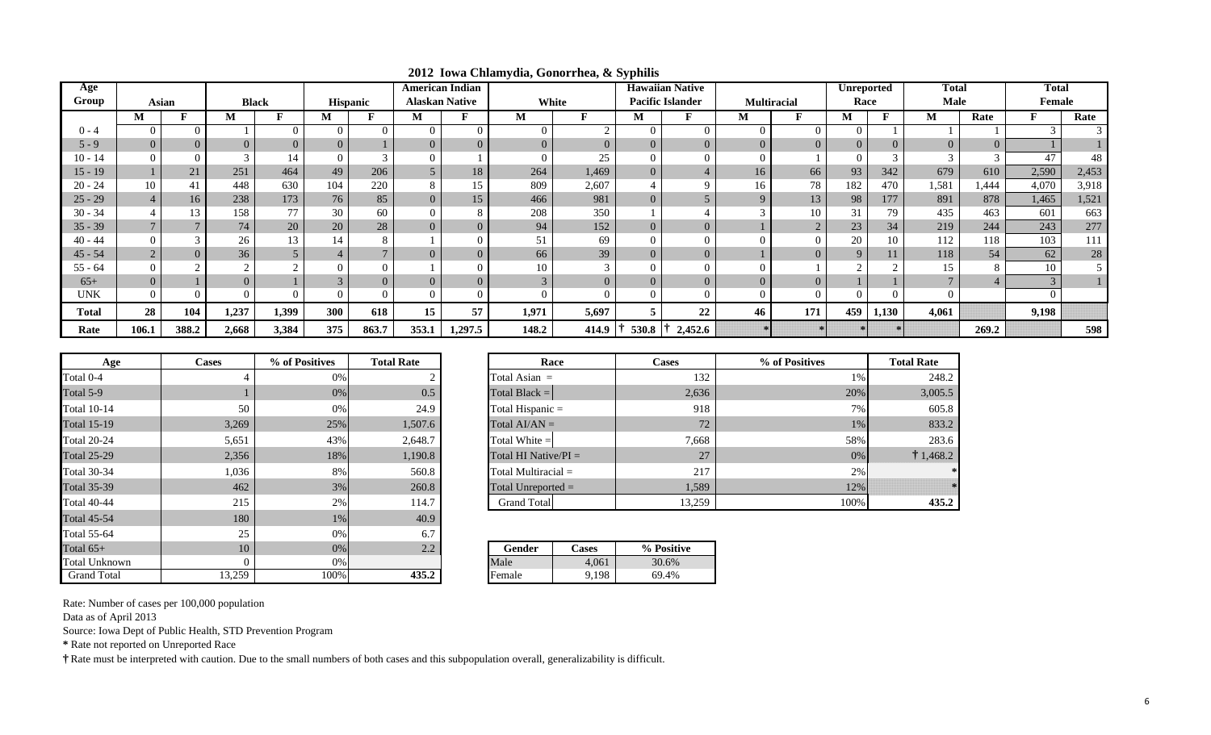# 2012 Iowa Chlamydia, Gonorrhea, & Syphilis

| Age Group | Asian | | Black | | Hispanic | | American Indian Alaskan Native | | White | | Hawaiian Native Pacific Islander | | Multiracial | | Unreported Race | | Total Male | | Total Female | |
|---|---|---|---|---|---|---|---|---|---|---|---|---|---|---|---|---|---|---|---|---|
| | M | F | M | F | M | F | M | F | M | F | M | F | M | F | M | F | M | Rate | F | Rate |
| 0 - 4 | 0 | 0 | 1 | 0 | 0 | 0 | 0 | 0 | 0 | 2 | 0 | 0 | 0 | 0 | 0 | 1 | 1 | 1 | 3 | 3 |
| 5 - 9 | 0 | 0 | 0 | 0 | 0 | 1 | 0 | 0 | 0 | 0 | 0 | 0 | 0 | 0 | 0 | 0 | 0 | 0 | 1 | 1 |
| 10 - 14 | 0 | 0 | 3 | 14 | 0 | 3 | 0 | 1 | 0 | 25 | 0 | 0 | 0 | 1 | 0 | 3 | 3 | 3 | 47 | 48 |
| 15 - 19 | 1 | 21 | 251 | 464 | 49 | 206 | 5 | 18 | 264 | 1,469 | 0 | 4 | 16 | 66 | 93 | 342 | 679 | 610 | 2,590 | 2,453 |
| 20 - 24 | 10 | 41 | 448 | 630 | 104 | 220 | 8 | 15 | 809 | 2,607 | 4 | 9 | 16 | 78 | 182 | 470 | 1,581 | 1,444 | 4,070 | 3,918 |
| 25 - 29 | 4 | 16 | 238 | 173 | 76 | 85 | 0 | 15 | 466 | 981 | 0 | 5 | 9 | 13 | 98 | 177 | 891 | 878 | 1,465 | 1,521 |
| 30 - 34 | 4 | 13 | 158 | 77 | 30 | 60 | 0 | 8 | 208 | 350 | 1 | 4 | 3 | 10 | 31 | 79 | 435 | 463 | 601 | 663 |
| 35 - 39 | 7 | 7 | 74 | 20 | 20 | 28 | 0 | 0 | 94 | 152 | 0 | 0 | 1 | 2 | 23 | 34 | 219 | 244 | 243 | 277 |
| 40 - 44 | 0 | 3 | 26 | 13 | 14 | 8 | 1 | 0 | 51 | 69 | 0 | 0 | 0 | 0 | 20 | 10 | 112 | 118 | 103 | 111 |
| 45 - 54 | 2 | 0 | 36 | 5 | 4 | 7 | 0 | 0 | 66 | 39 | 0 | 0 | 1 | 0 | 9 | 11 | 118 | 54 | 62 | 28 |
| 55 - 64 | 0 | 2 | 2 | 2 | 0 | 0 | 1 | 0 | 10 | 3 | 0 | 0 | 0 | 1 | 2 | 2 | 15 | 8 | 10 | 5 |
| 65+ | 0 | 1 | 0 | 1 | 3 | 0 | 0 | 0 | 3 | 0 | 0 | 0 | 0 | 0 | 1 | 1 | 7 | 4 | 3 | 1 |
| UNK | 0 | 0 | 0 | 0 | 0 | 0 | 0 | 0 | 0 | 0 | 0 | 0 | 0 | 0 | 0 | 0 | 0 | | 0 | |
| **Total** | **28** | **104** | **1,237** | **1,399** | **300** | **618** | **15** | **57** | **1,971** | **5,697** | **5** | **22** | **46** | **171** | **459** | **1,130** | **4,061** | | **9,198** | |
| **Rate** | **106.1** | **388.2** | **2,668** | **3,384** | **375** | **863.7** | **353.1** | **1,297.5** | **148.2** | **414.9** | **† 530.8** | **† 2,452.6** | ***** | ***** | ***** | ***** | | **269.2** | | **598** |

| Age | Cases | % of Positives | Total Rate |
|---|---|---|---|
| Total 0-4 | 4 | 0% | 2 |
| Total 5-9 | 1 | 0% | 0.5 |
| Total 10-14 | 50 | 0% | 24.9 |
| Total 15-19 | 3,269 | 25% | 1,507.6 |
| Total 20-24 | 5,651 | 43% | 2,648.7 |
| Total 25-29 | 2,356 | 18% | 1,190.8 |
| Total 30-34 | 1,036 | 8% | 560.8 |
| Total 35-39 | 462 | 3% | 260.8 |
| Total 40-44 | 215 | 2% | 114.7 |
| Total 45-54 | 180 | 1% | 40.9 |
| Total 55-64 | 25 | 0% | 6.7 |
| Total 65+ | 10 | 0% | 2.2 |
| Total Unknown | 0 | 0% | |
| Grand Total | 13,259 | 100% | **435.2** |

| Race | Cases | % of Positives | Total Rate |
|---|---|---|---|
| Total Asian = | 132 | 1% | 248.2 |
| Total Black = | 2,636 | 20% | 3,005.5 |
| Total Hispanic = | 918 | 7% | 605.8 |
| Total AI/AN = | 72 | 1% | 833.2 |
| Total White = | 7,668 | 58% | 283.6 |
| Total HI Native/PI = | 27 | 0% | † 1,468.2 |
| Total Multiracial = | 217 | 2% | * |
| Total Unreported = | 1,589 | 12% | * |
| Grand Total | 13,259 | 100% | **435.2** |

| Gender | Cases | % Positive |
|---|---|---|
| Male | 4,061 | 30.6% |
| Female | 9,198 | 69.4% |

Rate: Number of cases per 100,000 population

Data as of April 2013

Source: Iowa Dept of Public Health, STD Prevention Program

**\*** Rate not reported on Unreported Race

**†** Rate must be interpreted with caution. Due to the small numbers of both cases and this subpopulation overall, generalizability is difficult.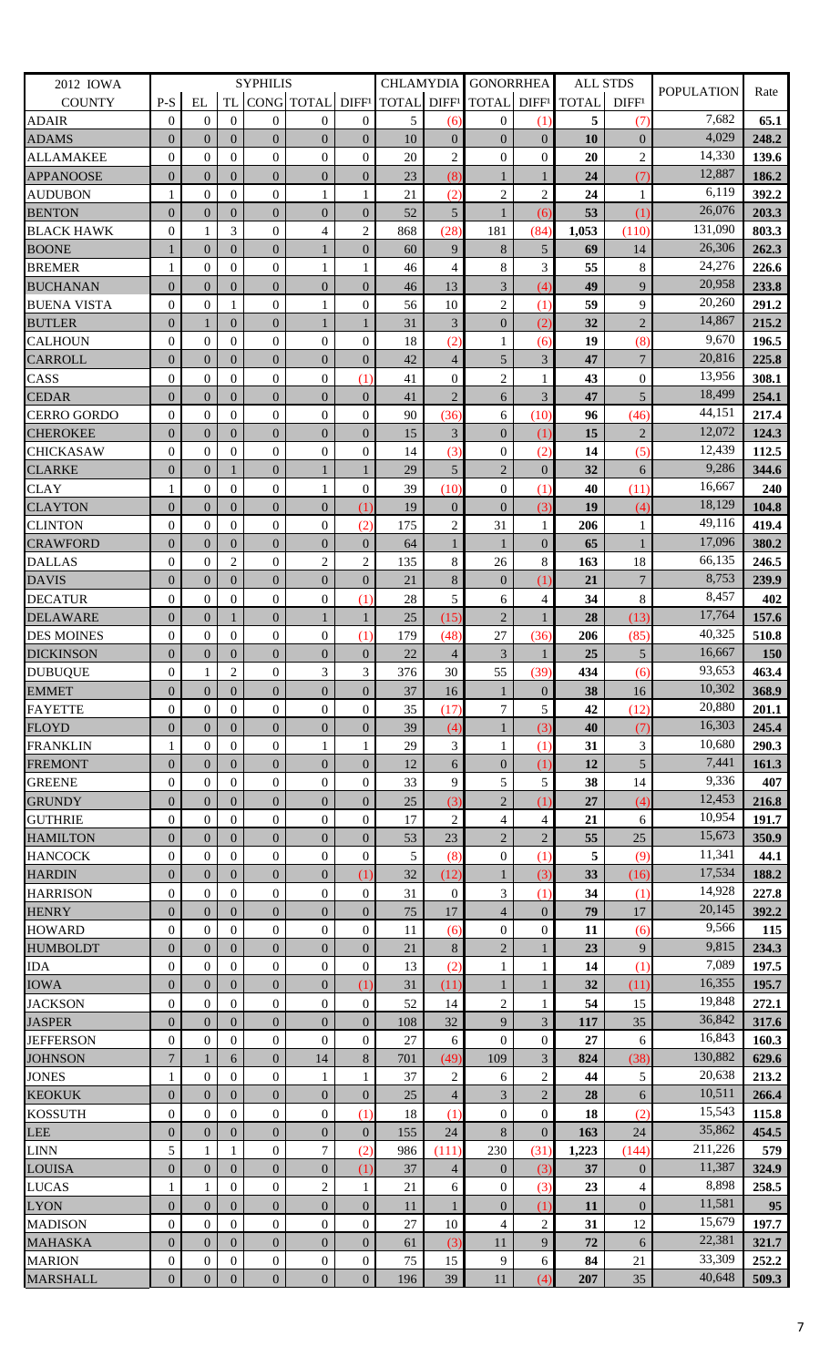| 2012 IOWA | SYPHILIS | | | | | | CHLAMYDIA | | GONORRHEA | | ALL STDS | | POPULATION | Rate |
|---|---|---|---|---|---|---|---|---|---|---|---|---|---|---|
| COUNTY | P-S | EL | TL | CONG | TOTAL | DIFF[1] | TOTAL | DIFF[1] | TOTAL | DIFF[1] | TOTAL | DIFF[1] | | |
| ADAIR | 0 | 0 | 0 | 0 | 0 | 0 | 5 | (6) | 0 | (1) | 5 | (7) | 7,682 | 65.1 |
| ADAMS | 0 | 0 | 0 | 0 | 0 | 0 | 10 | 0 | 0 | 0 | 10 | 0 | 4,029 | 248.2 |
| ALLAMAKEE | 0 | 0 | 0 | 0 | 0 | 0 | 20 | 2 | 0 | 0 | 20 | 2 | 14,330 | 139.6 |
| APPANOOSE | 0 | 0 | 0 | 0 | 0 | 0 | 23 | (8) | 1 | 1 | 24 | (7) | 12,887 | 186.2 |
| AUDUBON | 1 | 0 | 0 | 0 | 1 | 1 | 21 | (2) | 2 | 2 | 24 | 1 | 6,119 | 392.2 |
| BENTON | 0 | 0 | 0 | 0 | 0 | 0 | 52 | 5 | 1 | (6) | 53 | (1) | 26,076 | 203.3 |
| BLACK HAWK | 0 | 1 | 3 | 0 | 4 | 2 | 868 | (28) | 181 | (84) | 1,053 | (110) | 131,090 | 803.3 |
| BOONE | 1 | 0 | 0 | 0 | 1 | 0 | 60 | 9 | 8 | 5 | 69 | 14 | 26,306 | 262.3 |
| BREMER | 1 | 0 | 0 | 0 | 1 | 1 | 46 | 4 | 8 | 3 | 55 | 8 | 24,276 | 226.6 |
| BUCHANAN | 0 | 0 | 0 | 0 | 0 | 0 | 46 | 13 | 3 | (4) | 49 | 9 | 20,958 | 233.8 |
| BUENA VISTA | 0 | 0 | 1 | 0 | 1 | 0 | 56 | 10 | 2 | (1) | 59 | 9 | 20,260 | 291.2 |
| BUTLER | 0 | 1 | 0 | 0 | 1 | 1 | 31 | 3 | 0 | (2) | 32 | 2 | 14,867 | 215.2 |
| CALHOUN | 0 | 0 | 0 | 0 | 0 | 0 | 18 | (2) | 1 | (6) | 19 | (8) | 9,670 | 196.5 |
| CARROLL | 0 | 0 | 0 | 0 | 0 | 0 | 42 | 4 | 5 | 3 | 47 | 7 | 20,816 | 225.8 |
| CASS | 0 | 0 | 0 | 0 | 0 | (1) | 41 | 0 | 2 | 1 | 43 | 0 | 13,956 | 308.1 |
| CEDAR | 0 | 0 | 0 | 0 | 0 | 0 | 41 | 2 | 6 | 3 | 47 | 5 | 18,499 | 254.1 |
| CERRO GORDO | 0 | 0 | 0 | 0 | 0 | 0 | 90 | (36) | 6 | (10) | 96 | (46) | 44,151 | 217.4 |
| CHEROKEE | 0 | 0 | 0 | 0 | 0 | 0 | 15 | 3 | 0 | (1) | 15 | 2 | 12,072 | 124.3 |
| CHICKASAW | 0 | 0 | 0 | 0 | 0 | 0 | 14 | (3) | 0 | (2) | 14 | (5) | 12,439 | 112.5 |
| CLARKE | 0 | 0 | 1 | 0 | 1 | 1 | 29 | 5 | 2 | 0 | 32 | 6 | 9,286 | 344.6 |
| CLAY | 1 | 0 | 0 | 0 | 1 | 0 | 39 | (10) | 0 | (1) | 40 | (11) | 16,667 | 240 |
| CLAYTON | 0 | 0 | 0 | 0 | 0 | (1) | 19 | 0 | 0 | (3) | 19 | (4) | 18,129 | 104.8 |
| CLINTON | 0 | 0 | 0 | 0 | 0 | (2) | 175 | 2 | 31 | 1 | 206 | 1 | 49,116 | 419.4 |
| CRAWFORD | 0 | 0 | 0 | 0 | 0 | 0 | 64 | 1 | 1 | 0 | 65 | 1 | 17,096 | 380.2 |
| DALLAS | 0 | 0 | 2 | 0 | 2 | 2 | 135 | 8 | 26 | 8 | 163 | 18 | 66,135 | 246.5 |
| DAVIS | 0 | 0 | 0 | 0 | 0 | 0 | 21 | 8 | 0 | (1) | 21 | 7 | 8,753 | 239.9 |
| DECATUR | 0 | 0 | 0 | 0 | 0 | (1) | 28 | 5 | 6 | 4 | 34 | 8 | 8,457 | 402 |
| DELAWARE | 0 | 0 | 1 | 0 | 1 | 1 | 25 | (15) | 2 | 1 | 28 | (13) | 17,764 | 157.6 |
| DES MOINES | 0 | 0 | 0 | 0 | 0 | (1) | 179 | (48) | 27 | (36) | 206 | (85) | 40,325 | 510.8 |
| DICKINSON | 0 | 0 | 0 | 0 | 0 | 0 | 22 | 4 | 3 | 1 | 25 | 5 | 16,667 | 150 |
| DUBUQUE | 0 | 1 | 2 | 0 | 3 | 3 | 376 | 30 | 55 | (39) | 434 | (6) | 93,653 | 463.4 |
| EMMET | 0 | 0 | 0 | 0 | 0 | 0 | 37 | 16 | 1 | 0 | 38 | 16 | 10,302 | 368.9 |
| FAYETTE | 0 | 0 | 0 | 0 | 0 | 0 | 35 | (17) | 7 | 5 | 42 | (12) | 20,880 | 201.1 |
| FLOYD | 0 | 0 | 0 | 0 | 0 | 0 | 39 | (4) | 1 | (3) | 40 | (7) | 16,303 | 245.4 |
| FRANKLIN | 1 | 0 | 0 | 0 | 1 | 1 | 29 | 3 | 1 | (1) | 31 | 3 | 10,680 | 290.3 |
| FREMONT | 0 | 0 | 0 | 0 | 0 | 0 | 12 | 6 | 0 | (1) | 12 | 5 | 7,441 | 161.3 |
| GREENE | 0 | 0 | 0 | 0 | 0 | 0 | 33 | 9 | 5 | 5 | 38 | 14 | 9,336 | 407 |
| GRUNDY | 0 | 0 | 0 | 0 | 0 | 0 | 25 | (3) | 2 | (1) | 27 | (4) | 12,453 | 216.8 |
| GUTHRIE | 0 | 0 | 0 | 0 | 0 | 0 | 17 | 2 | 4 | 4 | 21 | 6 | 10,954 | 191.7 |
| HAMILTON | 0 | 0 | 0 | 0 | 0 | 0 | 53 | 23 | 2 | 2 | 55 | 25 | 15,673 | 350.9 |
| HANCOCK | 0 | 0 | 0 | 0 | 0 | 0 | 5 | (8) | 0 | (1) | 5 | (9) | 11,341 | 44.1 |
| HARDIN | 0 | 0 | 0 | 0 | 0 | (1) | 32 | (12) | 1 | (3) | 33 | (16) | 17,534 | 188.2 |
| HARRISON | 0 | 0 | 0 | 0 | 0 | 0 | 31 | 0 | 3 | (1) | 34 | (1) | 14,928 | 227.8 |
| HENRY | 0 | 0 | 0 | 0 | 0 | 0 | 75 | 17 | 4 | 0 | 79 | 17 | 20,145 | 392.2 |
| HOWARD | 0 | 0 | 0 | 0 | 0 | 0 | 11 | (6) | 0 | 0 | 11 | (6) | 9,566 | 115 |
| HUMBOLDT | 0 | 0 | 0 | 0 | 0 | 0 | 21 | 8 | 2 | 1 | 23 | 9 | 9,815 | 234.3 |
| IDA | 0 | 0 | 0 | 0 | 0 | 0 | 13 | (2) | 1 | 1 | 14 | (1) | 7,089 | 197.5 |
| IOWA | 0 | 0 | 0 | 0 | 0 | (1) | 31 | (11) | 1 | 1 | 32 | (11) | 16,355 | 195.7 |
| JACKSON | 0 | 0 | 0 | 0 | 0 | 0 | 52 | 14 | 2 | 1 | 54 | 15 | 19,848 | 272.1 |
| JASPER | 0 | 0 | 0 | 0 | 0 | 0 | 108 | 32 | 9 | 3 | 117 | 35 | 36,842 | 317.6 |
| JEFFERSON | 0 | 0 | 0 | 0 | 0 | 0 | 27 | 6 | 0 | 0 | 27 | 6 | 16,843 | 160.3 |
| JOHNSON | 7 | 1 | 6 | 0 | 14 | 8 | 701 | (49) | 109 | 3 | 824 | (38) | 130,882 | 629.6 |
| JONES | 1 | 0 | 0 | 0 | 1 | 1 | 37 | 2 | 6 | 2 | 44 | 5 | 20,638 | 213.2 |
| KEOKUK | 0 | 0 | 0 | 0 | 0 | 0 | 25 | 4 | 3 | 2 | 28 | 6 | 10,511 | 266.4 |
| KOSSUTH | 0 | 0 | 0 | 0 | 0 | (1) | 18 | (1) | 0 | 0 | 18 | (2) | 15,543 | 115.8 |
| LEE | 0 | 0 | 0 | 0 | 0 | 0 | 155 | 24 | 8 | 0 | 163 | 24 | 35,862 | 454.5 |
| LINN | 5 | 1 | 1 | 0 | 7 | (2) | 986 | (111) | 230 | (31) | 1,223 | (144) | 211,226 | 579 |
| LOUISA | 0 | 0 | 0 | 0 | 0 | (1) | 37 | 4 | 0 | (3) | 37 | 0 | 11,387 | 324.9 |
| LUCAS | 1 | 1 | 0 | 0 | 2 | 1 | 21 | 6 | 0 | (3) | 23 | 4 | 8,898 | 258.5 |
| LYON | 0 | 0 | 0 | 0 | 0 | 0 | 11 | 1 | 0 | (1) | 11 | 0 | 11,581 | 95 |
| MADISON | 0 | 0 | 0 | 0 | 0 | 0 | 27 | 10 | 4 | 2 | 31 | 12 | 15,679 | 197.7 |
| MAHASKA | 0 | 0 | 0 | 0 | 0 | 0 | 61 | (3) | 11 | 9 | 72 | 6 | 22,381 | 321.7 |
| MARION | 0 | 0 | 0 | 0 | 0 | 0 | 75 | 15 | 9 | 6 | 84 | 21 | 33,309 | 252.2 |
| MARSHALL | 0 | 0 | 0 | 0 | 0 | 0 | 196 | 39 | 11 | (4) | 207 | 35 | 40,648 | 509.3 |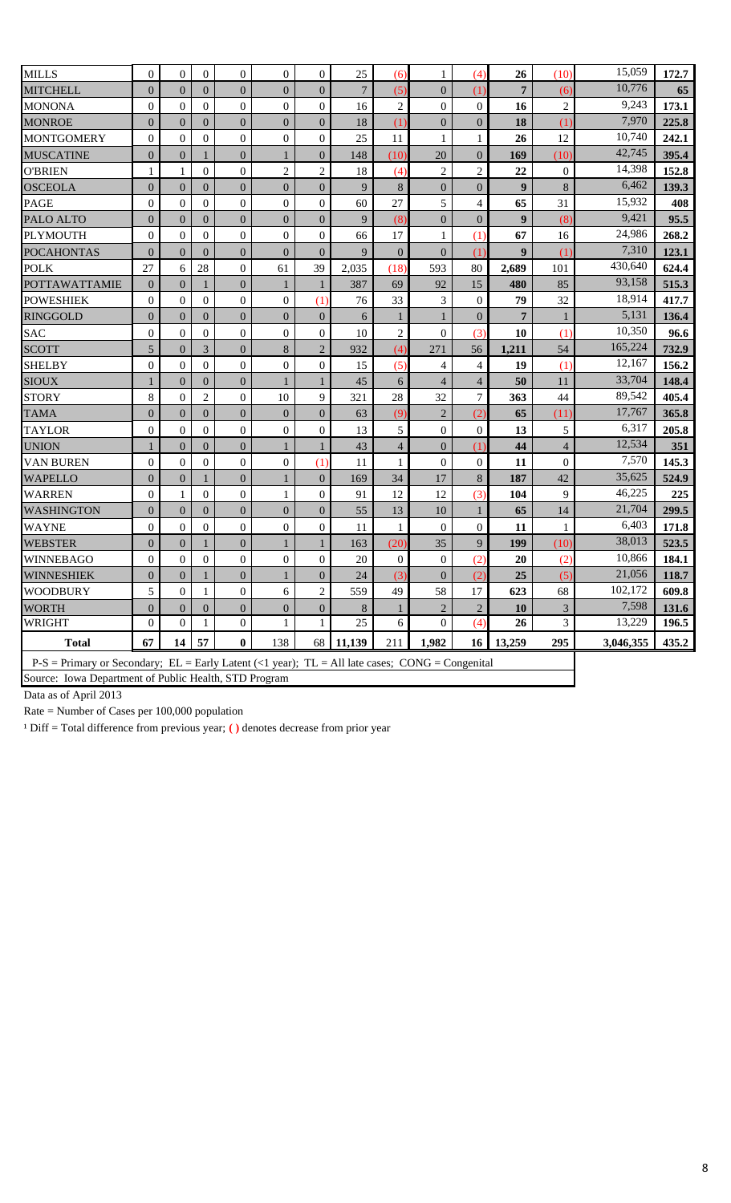| | | | | | | | | | | | | | | |
|---|---|---|---|---|---|---|---|---|---|---|---|---|---|---|
| MILLS | 0 | 0 | 0 | 0 | 0 | 0 | 25 | (6) | 1 | (4) | **26** | (10) | 15,059 | **172.7** |
| MITCHELL | 0 | 0 | 0 | 0 | 0 | 0 | 7 | (5) | 0 | (1) | **7** | (6) | 10,776 | **65** |
| MONONA | 0 | 0 | 0 | 0 | 0 | 0 | 16 | 2 | 0 | 0 | **16** | 2 | 9,243 | **173.1** |
| MONROE | 0 | 0 | 0 | 0 | 0 | 0 | 18 | (1) | 0 | 0 | **18** | (1) | 7,970 | **225.8** |
| MONTGOMERY | 0 | 0 | 0 | 0 | 0 | 0 | 25 | 11 | 1 | 1 | **26** | 12 | 10,740 | **242.1** |
| MUSCATINE | 0 | 0 | 1 | 0 | 1 | 0 | 148 | (10) | 20 | 0 | **169** | (10) | 42,745 | **395.4** |
| O'BRIEN | 1 | 1 | 0 | 0 | 2 | 2 | 18 | (4) | 2 | 2 | **22** | 0 | 14,398 | **152.8** |
| OSCEOLA | 0 | 0 | 0 | 0 | 0 | 0 | 9 | 8 | 0 | 0 | **9** | 8 | 6,462 | **139.3** |
| PAGE | 0 | 0 | 0 | 0 | 0 | 0 | 60 | 27 | 5 | 4 | **65** | 31 | 15,932 | **408** |
| PALO ALTO | 0 | 0 | 0 | 0 | 0 | 0 | 9 | (8) | 0 | 0 | **9** | (8) | 9,421 | **95.5** |
| PLYMOUTH | 0 | 0 | 0 | 0 | 0 | 0 | 66 | 17 | 1 | (1) | **67** | 16 | 24,986 | **268.2** |
| POCAHONTAS | 0 | 0 | 0 | 0 | 0 | 0 | 9 | 0 | 0 | (1) | **9** | (1) | 7,310 | **123.1** |
| POLK | 27 | 6 | 28 | 0 | 61 | 39 | 2,035 | (18) | 593 | 80 | **2,689** | 101 | 430,640 | **624.4** |
| POTTAWATTAMIE | 0 | 0 | 1 | 0 | 1 | 1 | 387 | 69 | 92 | 15 | **480** | 85 | 93,158 | **515.3** |
| POWESHIEK | 0 | 0 | 0 | 0 | 0 | (1) | 76 | 33 | 3 | 0 | **79** | 32 | 18,914 | **417.7** |
| RINGGOLD | 0 | 0 | 0 | 0 | 0 | 0 | 6 | 1 | 1 | 0 | **7** | 1 | 5,131 | **136.4** |
| SAC | 0 | 0 | 0 | 0 | 0 | 0 | 10 | 2 | 0 | (3) | **10** | (1) | 10,350 | **96.6** |
| SCOTT | 5 | 0 | 3 | 0 | 8 | 2 | 932 | (4) | 271 | 56 | **1,211** | 54 | 165,224 | **732.9** |
| SHELBY | 0 | 0 | 0 | 0 | 0 | 0 | 15 | (5) | 4 | 4 | **19** | (1) | 12,167 | **156.2** |
| SIOUX | 1 | 0 | 0 | 0 | 1 | 1 | 45 | 6 | 4 | 4 | **50** | 11 | 33,704 | **148.4** |
| STORY | 8 | 0 | 2 | 0 | 10 | 9 | 321 | 28 | 32 | 7 | **363** | 44 | 89,542 | **405.4** |
| TAMA | 0 | 0 | 0 | 0 | 0 | 0 | 63 | (9) | 2 | (2) | **65** | (11) | 17,767 | **365.8** |
| TAYLOR | 0 | 0 | 0 | 0 | 0 | 0 | 13 | 5 | 0 | 0 | **13** | 5 | 6,317 | **205.8** |
| UNION | 1 | 0 | 0 | 0 | 1 | 1 | 43 | 4 | 0 | (1) | **44** | 4 | 12,534 | **351** |
| VAN BUREN | 0 | 0 | 0 | 0 | 0 | (1) | 11 | 1 | 0 | 0 | **11** | 0 | 7,570 | **145.3** |
| WAPELLO | 0 | 0 | 1 | 0 | 1 | 0 | 169 | 34 | 17 | 8 | **187** | 42 | 35,625 | **524.9** |
| WARREN | 0 | 1 | 0 | 0 | 1 | 0 | 91 | 12 | 12 | (3) | **104** | 9 | 46,225 | **225** |
| WASHINGTON | 0 | 0 | 0 | 0 | 0 | 0 | 55 | 13 | 10 | 1 | **65** | 14 | 21,704 | **299.5** |
| WAYNE | 0 | 0 | 0 | 0 | 0 | 0 | 11 | 1 | 0 | 0 | **11** | 1 | 6,403 | **171.8** |
| WEBSTER | 0 | 0 | 1 | 0 | 1 | 1 | 163 | (20) | 35 | 9 | **199** | (10) | 38,013 | **523.5** |
| WINNEBAGO | 0 | 0 | 0 | 0 | 0 | 0 | 20 | 0 | 0 | (2) | **20** | (2) | 10,866 | **184.1** |
| WINNESHIEK | 0 | 0 | 1 | 0 | 1 | 0 | 24 | (3) | 0 | (2) | **25** | (5) | 21,056 | **118.7** |
| WOODBURY | 5 | 0 | 1 | 0 | 6 | 2 | 559 | 49 | 58 | 17 | **623** | 68 | 102,172 | **609.8** |
| WORTH | 0 | 0 | 0 | 0 | 0 | 0 | 8 | 1 | 2 | 2 | **10** | 3 | 7,598 | **131.6** |
| WRIGHT | 0 | 0 | 1 | 0 | 1 | 1 | 25 | 6 | 0 | (4) | **26** | 3 | 13,229 | **196.5** |
| **Total** | **67** | **14** | **57** | **0** | 138 | 68 | **11,139** | 211 | **1,982** | **16** | **13,259** | **295** | **3,046,355** | **435.2** |

P-S = Primary or Secondary; EL = Early Latent (<1 year); TL = All late cases; CONG = Congenital

Source: Iowa Department of Public Health, STD Program

Data as of April 2013

Rate = Number of Cases per 100,000 population

[1] Diff = Total difference from previous year; ( ) denotes decrease from prior year